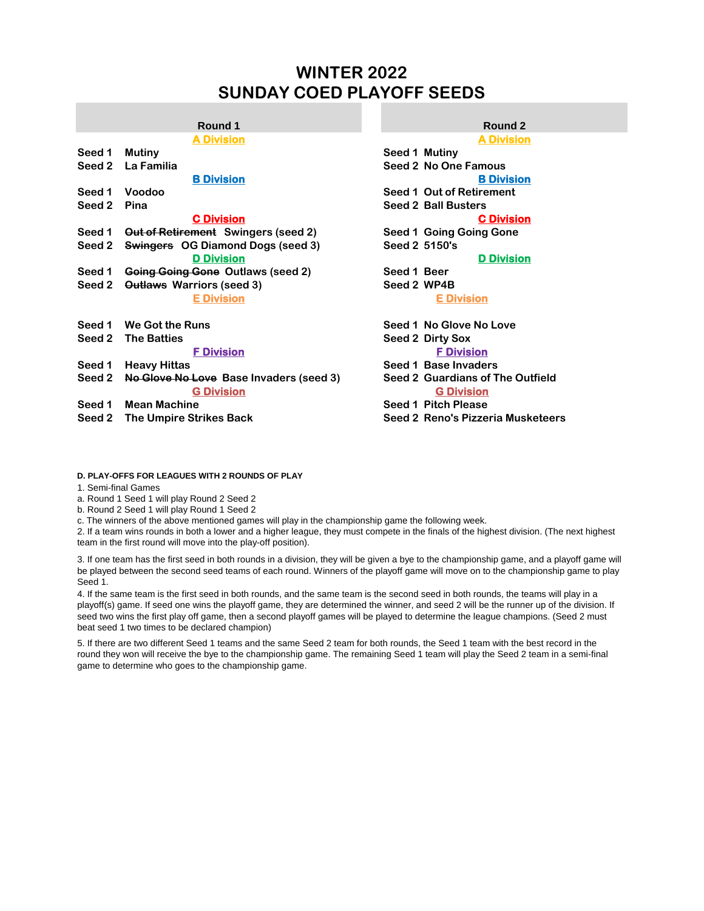# WINTER 2022
# SUNDAY COED PLAYOFF SEEDS

| Round 1 | | Round 2 | |
|---|---|---|---|
| **A Division** | | **A Division** | |
| Seed 1 | Mutiny | Seed 1 | Mutiny |
| Seed 2 | La Familia | Seed 2 | No One Famous |
| **B Division** | | **B Division** | |
| Seed 1 | Voodoo | Seed 1 | Out of Retirement |
| Seed 2 | Pina | Seed 2 | Ball Busters |
| **C Division** | | **C Division** | |
| Seed 1 | ~~Out of Retirement~~ Swingers (seed 2) | Seed 1 | Going Going Gone |
| Seed 2 | ~~Swingers~~ OG Diamond Dogs (seed 3) | Seed 2 | 5150's |
| **D Division** | | **D Division** | |
| Seed 1 | ~~Going Going Gone~~ Outlaws (seed 2) | Seed 1 | Beer |
| Seed 2 | ~~Outlaws~~ Warriors (seed 3) | Seed 2 | WP4B |
| **E Division** | | **E Division** | |
| Seed 1 | We Got the Runs | Seed 1 | No Glove No Love |
| Seed 2 | The Batties | Seed 2 | Dirty Sox |
| **F Division** | | **F Division** | |
| Seed 1 | Heavy Hittas | Seed 1 | Base Invaders |
| Seed 2 | ~~No Glove No Love~~ Base Invaders (seed 3) | Seed 2 | Guardians of The Outfield |
| **G Division** | | **G Division** | |
| Seed 1 | Mean Machine | Seed 1 | Pitch Please |
| Seed 2 | The Umpire Strikes Back | Seed 2 | Reno's Pizzeria Musketeers |

**D. PLAY-OFFS FOR LEAGUES WITH 2 ROUNDS OF PLAY**

1. Semi-final Games

a. Round 1 Seed 1 will play Round 2 Seed 2

b. Round 2 Seed 1 will play Round 1 Seed 2

c. The winners of the above mentioned games will play in the championship game the following week.

2. If a team wins rounds in both a lower and a higher league, they must compete in the finals of the highest division. (The next highest team in the first round will move into the play-off position).

3. If one team has the first seed in both rounds in a division, they will be given a bye to the championship game, and a playoff game will be played between the second seed teams of each round. Winners of the playoff game will move on to the championship game to play Seed 1.

4. If the same team is the first seed in both rounds, and the same team is the second seed in both rounds, the teams will play in a playoff(s) game. If seed one wins the playoff game, they are determined the winner, and seed 2 will be the runner up of the division. If seed two wins the first play off game, then a second playoff games will be played to determine the league champions. (Seed 2 must beat seed 1 two times to be declared champion)

5. If there are two different Seed 1 teams and the same Seed 2 team for both rounds, the Seed 1 team with the best record in the round they won will receive the bye to the championship game. The remaining Seed 1 team will play the Seed 2 team in a semi-final game to determine who goes to the championship game.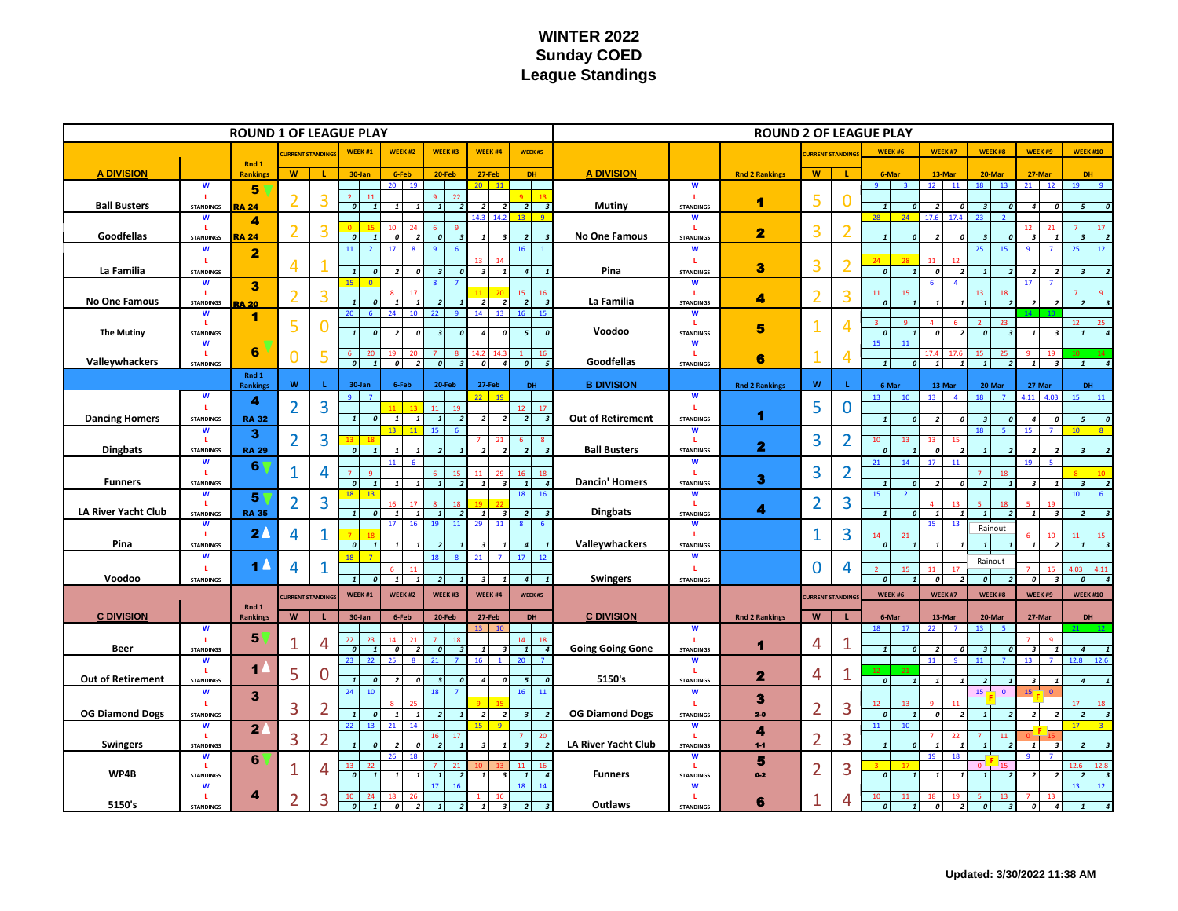# WINTER 2022
# Sunday COED
# League Standings

## ROUND 1 OF LEAGUE PLAY

Each week's cell shows the game score, followed by the team's cumulative W-L standings in parentheses.

### A DIVISION

| A DIVISION | Rnd 1 Rankings | W | L | WEEK #1 30-Jan | WEEK #2 6-Feb | WEEK #3 20-Feb | WEEK #4 27-Feb | WEEK #5 DH |
|---|---|---|---|---|---|---|---|---|
| Ball Busters | 5 ▼ RA 24 | 2 | 3 | 2-11 (0-1) | 20-19 (1-1) | 9-22 (1-2) | 20-11 (2-2) | 9-13 (2-3) |
| Goodfellas | 4 RA 24 | 2 | 3 | 0-15 (0-1) | 10-24 (0-2) | 6-9 (0-3) | 14.3-14.2 (1-3) | 13-9 (2-3) |
| La Familia | 2 | 4 | 1 | 11-2 (1-0) | 17-8 (2-0) | 9-6 (3-0) | 13-14 (3-1) | 16-1 (4-1) |
| No One Famous | 3 RA 20 | 2 | 3 | 15-0 (1-0) | 8-17 (1-1) | 8-7 (2-1) | 11-20 (2-2) | 15-16 (2-3) |
| The Mutiny | 1 | 5 | 0 | 20-6 (1-0) | 24-10 (2-0) | 22-9 (3-0) | 14-13 (4-0) | 16-15 (5-0) |
| Valleywhackers | 6 ▼ | 0 | 5 | 6-20 (0-1) | 19-20 (0-2) | 7-8 (0-3) | 14.2-14.3 (0-4) | 1-16 (0-5) |

### B DIVISION

| B DIVISION | Rnd 1 Rankings | W | L | 30-Jan | 6-Feb | 20-Feb | 27-Feb | DH |
|---|---|---|---|---|---|---|---|---|
| Dancing Homers | 4 RA 32 | 2 | 3 | 9-7 (1-0) | 11-13 (1-1) | 11-19 (1-2) | 22-19 (2-2) | 12-17 (2-3) |
| Dingbats | 3 RA 29 | 2 | 3 | 13-18 (0-1) | 13-11 (1-1) | 15-6 (2-1) | 7-21 (2-2) | 6-8 (2-3) |
| Funners | 6 ▼ | 1 | 4 | 7-9 (0-1) | 11-6 (1-1) | 6-15 (1-2) | 11-29 (1-3) | 16-18 (1-4) |
| LA River Yacht Club | 5 ▼ RA 35 | 2 | 3 | 18-13 (1-0) | 16-17 (1-1) | 8-18 (1-2) | 19-22 (1-3) | 18-16 (2-3) |
| Pina | 2 ▲ | 4 | 1 | 7-18 (0-1) | 17-16 (1-1) | 19-11 (2-1) | 29-11 (3-1) | 8-6 (4-1) |
| Voodoo | 1 ▲ | 4 | 1 | 18-7 (1-0) | 6-11 (1-1) | 18-8 (2-1) | 21-7 (3-1) | 17-12 (4-1) |

### C DIVISION

| C DIVISION | Rnd 1 Rankings | W | L | WEEK #1 30-Jan | WEEK #2 6-Feb | WEEK #3 20-Feb | WEEK #4 27-Feb | WEEK #5 DH |
|---|---|---|---|---|---|---|---|---|
| Beer | 5 ▼ | 1 | 4 | 22-23 (0-1) | 14-21 (0-2) | 7-18 (0-3) | 13-10 (1-3) | 14-18 (1-4) |
| Out of Retirement | 1 ▲ | 5 | 0 | 23-22 (1-0) | 25-8 (2-0) | 21-7 (3-0) | 16-1 (4-0) | 20-7 (5-0) |
| OG Diamond Dogs | 3 | 3 | 2 | 24-10 (1-0) | 8-25 (1-1) | 18-7 (2-1) | 9-15 (2-2) | 16-11 (3-2) |
| Swingers | 2 ▲ | 3 | 2 | 22-13 (1-0) | 21-14 (2-0) | 16-17 (2-1) | 15-9 (3-1) | 7-20 (3-2) |
| WP4B | 6 ▼ | 1 | 4 | 13-22 (0-1) | 26-18 (1-1) | 7-21 (1-2) | 10-13 (1-3) | 11-16 (1-4) |
| 5150's | 4 | 2 | 3 | 10-24 (0-1) | 18-26 (0-2) | 17-16 (1-2) | 1-16 (1-3) | 18-14 (2-3) |

## ROUND 2 OF LEAGUE PLAY

### A DIVISION

| A DIVISION | Rnd 2 Rankings | W | L | WEEK #6 6-Mar | WEEK #7 13-Mar | WEEK #8 20-Mar | WEEK #9 27-Mar | WEEK #10 DH |
|---|---|---|---|---|---|---|---|---|
| Mutiny | 1 | 5 | 0 | 9-3 (1-0) | 12-11 (2-0) | 18-13 (3-0) | 21-12 (4-0) | 19-9 (5-0) |
| No One Famous | 2 | 3 | 2 | 28-24 (1-0) | 17.6-17.4 (2-0) | 23-2 (3-0) | 12-21 (3-1) | 7-17 (3-2) |
| Pina | 3 | 3 | 2 | 24-28 (0-1) | 11-12 (0-2) | 25-15 (1-2) | 9-7 (2-2) | 25-12 (3-2) |
| La Familia | 4 | 2 | 3 | 11-15 (0-1) | 6-4 (1-1) | 13-18 (1-2) | 17-7 (2-2) | 7-9 (2-3) |
| Voodoo | 5 | 1 | 4 | 3-9 (0-1) | 4-6 (0-2) | 2-23 (0-3) | 14-10 (1-3) | 12-25 (1-4) |
| Goodfellas | 6 | 1 | 4 | 15-11 (1-0) | 17.4-17.6 (1-1) | 15-25 (1-2) | 9-19 (1-3) | 10-14 (1-4) |

### B DIVISION

| B DIVISION | Rnd 2 Rankings | W | L | 6-Mar | 13-Mar | 20-Mar | 27-Mar | DH |
|---|---|---|---|---|---|---|---|---|
| Out of Retirement | 1 | 5 | 0 | 13-10 (1-0) | 13-4 (2-0) | 18-7 (3-0) | 4.11-4.03 (4-0) | 15-11 (5-0) |
| Ball Busters | 2 | 3 | 2 | 10-13 (0-1) | 13-15 (0-2) | 18-5 (1-2) | 15-7 (2-2) | 10-8 (3-2) |
| Dancin' Homers | 3 | 3 | 2 | 21-14 (1-0) | 17-11 (2-0) | 7-18 (2-1) | 19-5 (3-1) | 8-10 (3-2) |
| Dingbats | 4 | 2 | 3 | 15-2 (1-0) | 4-13 (1-1) | 5-18 (1-2) | 5-19 (1-3) | 10-6 (2-3) |
| Valleywhackers | | 1 | 3 | 14-21 (0-1) | 15-13 (1-1) | Rainout (1-1) | 6-10 (1-2) | 11-15 (1-3) |
| Swingers | | 0 | 4 | 2-15 (0-1) | 11-17 (0-2) | Rainout (0-2) | 7-15 (0-3) | 4.03-4.11 (0-4) |

### C DIVISION

| C DIVISION | Rnd 2 Rankings | W | L | WEEK #6 6-Mar | WEEK #7 13-Mar | WEEK #8 20-Mar | WEEK #9 27-Mar | WEEK #10 DH |
|---|---|---|---|---|---|---|---|---|
| Going Going Gone | 1 | 4 | 1 | 18-17 (1-0) | 22-7 (2-0) | 13-5 (3-0) | 7-9 (3-1) | 21-12 (4-1) |
| 5150's | 2 | 4 | 1 | 12-21 (0-1) | 11-9 (1-1) | 11-7 (2-1) | 13-7 (3-1) | 12.8-12.6 (4-1) |
| OG Diamond Dogs | 3 2-0 | 2 | 3 | 12-13 (0-1) | 9-11 (0-2) | 15-0 F (1-2) | 15-0 F (2-2) | 17-18 (2-3) |
| LA River Yacht Club | 4 1-1 | 2 | 3 | 11-10 (1-0) | 7-22 (1-1) | 7-11 (1-2) | 0-15 F (1-3) | 17-3 (2-3) |
| Funners | 5 0-2 | 2 | 3 | 3-17 (0-1) | 19-18 (1-1) | 0-15 F (1-2) | 9-7 (2-2) | 12.6-12.8 (2-3) |
| Outlaws | 6 | 1 | 4 | 10-11 (0-1) | 18-19 (0-2) | 5-13 (0-3) | 7-13 (0-4) | 13-12 (1-4) |

Updated: 3/30/2022 11:38 AM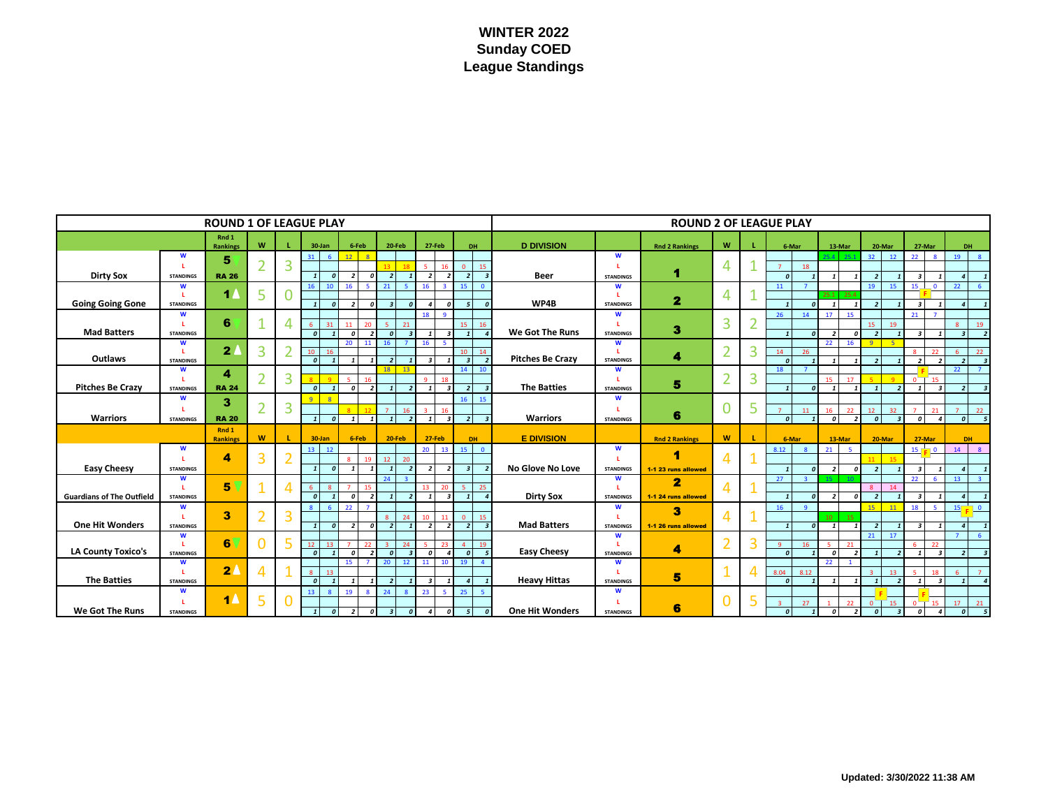# WINTER 2022
# Sunday COED
# League Standings

## ROUND 1 OF LEAGUE PLAY

| | | Rnd 1 Rankings | W | L | 30-Jan | | 6-Feb | | 20-Feb | | 27-Feb | | DH | |
|---|---|---|---|---|---|---|---|---|---|---|---|---|---|---|
| Dirty Sox | W | 5 ▼ | 2 | 3 | 31 | 6 | 12 | 8 | | | | | | |
| | L | | | | | | | | 13 | 18 | 5 | 16 | 0 | 15 |
| | STANDINGS | RA 26 | | | 1 | 0 | 2 | 0 | 2 | 1 | 2 | 2 | 2 | 3 |
| Going Going Gone | W | 1 ▲ | 5 | 0 | 16 | 10 | 16 | 5 | 21 | 5 | 16 | 3 | 15 | 0 |
| | L | | | | | | | | | | | | | |
| | STANDINGS | | | | 1 | 0 | 2 | 0 | 3 | 0 | 4 | 0 | 5 | 0 |
| Mad Batters | W | 6 ▼ | 1 | 4 | | | | | | | 18 | 9 | | |
| | L | | | | 6 | 31 | 11 | 20 | 5 | 21 | | | 15 | 16 |
| | STANDINGS | | | | 0 | 1 | 0 | 2 | 0 | 3 | 1 | 3 | 1 | 4 |
| Outlaws | W | 2 ▲ | 3 | 2 | | | 20 | 11 | 16 | 7 | 16 | 5 | | |
| | L | | | | 10 | 16 | | | | | | | 10 | 14 |
| | STANDINGS | | | | 0 | 1 | 1 | 1 | 2 | 1 | 3 | 1 | 3 | 2 |
| Pitches Be Crazy | W | 4 | 2 | 3 | | | | | 18 | 13 | | | 14 | 10 |
| | L | | | | 8 | 9 | 5 | 16 | | | 9 | 18 | | |
| | STANDINGS | RA 24 | | | 0 | 1 | 0 | 2 | 1 | 2 | 1 | 3 | 2 | 3 |
| Warriors | W | 3 | 2 | 3 | 9 | 8 | | | | | | | 16 | 15 |
| | L | | | | | | 8 | 12 | 7 | 16 | 3 | 16 | | |
| | STANDINGS | RA 20 | | | 1 | 0 | 1 | 1 | 1 | 2 | 1 | 3 | 2 | 3 |

| | | Rnd 1 Rankings | W | L | 30-Jan | | 6-Feb | | 20-Feb | | 27-Feb | | DH | |
|---|---|---|---|---|---|---|---|---|---|---|---|---|---|---|
| Easy Cheesy | W | 4 | 3 | 2 | 13 | 12 | | | | | 20 | 13 | 15 | 0 |
| | L | | | | | | 8 | 19 | 12 | 20 | | | | |
| | STANDINGS | | | | 1 | 0 | 1 | 1 | 1 | 2 | 2 | 2 | 3 | 2 |
| Guardians of The Outfield | W | 5 ▼ | 1 | 4 | | | | | 24 | 3 | | | | |
| | L | | | | 6 | 8 | 7 | 15 | | | 13 | 20 | 5 | 25 |
| | STANDINGS | | | | 0 | 1 | 0 | 2 | 1 | 2 | 1 | 3 | 1 | 4 |
| One Hit Wonders | W | 3 | 2 | 3 | 8 | 6 | 22 | 7 | | | | | | |
| | L | | | | | | | | 8 | 24 | 10 | 11 | 0 | 15 |
| | STANDINGS | | | | 1 | 0 | 2 | 0 | 2 | 1 | 2 | 2 | 2 | 3 |
| LA County Toxico's | W | 6 ▼ | 0 | 5 | | | | | | | | | | |
| | L | | | | 12 | 13 | 7 | 22 | 3 | 24 | 5 | 23 | 4 | 19 |
| | STANDINGS | | | | 0 | 1 | 0 | 2 | 0 | 3 | 0 | 4 | 0 | 5 |
| The Batties | W | 2 ▲ | 4 | 1 | | | 15 | 7 | 20 | 12 | 11 | 10 | 19 | 4 |
| | L | | | | 8 | 13 | | | | | | | | |
| | STANDINGS | | | | 0 | 1 | 1 | 1 | 2 | 1 | 3 | 1 | 4 | 1 |
| We Got The Runs | W | 1 ▲ | 5 | 0 | 13 | 8 | 19 | 8 | 24 | 8 | 23 | 5 | 25 | 5 |
| | L | | | | | | | | | | | | | |
| | STANDINGS | | | | 1 | 0 | 2 | 0 | 3 | 0 | 4 | 0 | 5 | 0 |

## ROUND 2 OF LEAGUE PLAY

| D DIVISION | | Rnd 2 Rankings | W | L | 6-Mar | | 13-Mar | | 20-Mar | | 27-Mar | | DH | |
|---|---|---|---|---|---|---|---|---|---|---|---|---|---|---|
| Beer | W | 1 | 4 | 1 | | | 25.4 | 25.1 | 32 | 12 | 22 | 8 | 19 | 8 |
| | L | | | | 7 | 18 | | | | | | | | |
| | STANDINGS | | | | 0 | 1 | 1 | 1 | 2 | 1 | 3 | 1 | 4 | 1 |
| WP4B | W | 2 | 4 | 1 | 11 | 7 | | | 19 | 15 | 15 F | 0 | 22 | 6 |
| | L | | | | | | 25.1 | 25.4 | | | | | | |
| | STANDINGS | | | | 1 | 0 | 1 | 1 | 2 | 1 | 3 | 1 | 4 | 1 |
| We Got The Runs | W | 3 | 3 | 2 | 26 | 14 | 17 | 15 | | | 21 | 7 | | |
| | L | | | | | | | | 15 | 19 | | | 8 | 19 |
| | STANDINGS | | | | 1 | 0 | 2 | 0 | 2 | 1 | 3 | 1 | 3 | 2 |
| Pitches Be Crazy | W | 4 | 2 | 3 | | | 22 | 16 | 9 | 5 | | | | |
| | L | | | | 14 | 26 | | | | | 8 | 22 | 6 | 22 |
| | STANDINGS | | | | 0 | 1 | 1 | 1 | 2 | 1 | 2 | 2 | 2 | 3 |
| The Batties | W | 5 | 2 | 3 | 18 | 7 | | | | | | | 22 | 7 |
| | L | | | | | | 15 | 17 | 5 | 9 | 0 F | 15 | | |
| | STANDINGS | | | | 1 | 0 | 1 | 1 | 1 | 2 | 1 | 3 | 2 | 3 |
| Warriors | W | 6 | 0 | 5 | | | | | | | | | | |
| | L | | | | 7 | 11 | 16 | 22 | 12 | 32 | 7 | 21 | 7 | 22 |
| | STANDINGS | | | | 0 | 1 | 0 | 2 | 0 | 3 | 0 | 4 | 0 | 5 |

| E DIVISION | | Rnd 2 Rankings | W | L | 6-Mar | | 13-Mar | | 20-Mar | | 27-Mar | | DH | |
|---|---|---|---|---|---|---|---|---|---|---|---|---|---|---|
| No Glove No Love | W | 1 | 4 | 1 | 8.12 | 8 | 21 | 5 | | | 15 F | 0 | 14 | 8 |
| | L | | | | | | | | 11 | 15 | | | | |
| | STANDINGS | 1-1 23 runs allowed | | | 1 | 0 | 2 | 0 | 2 | 1 | 3 | 1 | 4 | 1 |
| Dirty Sox | W | 2 | 4 | 1 | 27 | 3 | 15 | 10 | | | 22 | 6 | 13 | 3 |
| | L | | | | | | | | 8 | 14 | | | | |
| | STANDINGS | 1-1 24 runs allowed | | | 1 | 0 | 2 | 0 | 2 | 1 | 3 | 1 | 4 | 1 |
| Mad Batters | W | 3 | 4 | 1 | 16 | 9 | | | 15 | 11 | 18 | 5 | 15 F | 0 |
| | L | | | | | | 10 | 15 | | | | | | |
| | STANDINGS | 1-1 26 runs allowed | | | 1 | 0 | 1 | 1 | 2 | 1 | 3 | 1 | 4 | 1 |
| Easy Cheesy | W | 4 | 2 | 3 | | | | | 21 | 17 | | | 7 | 6 |
| | L | | | | 9 | 16 | 5 | 21 | | | 6 | 22 | | |
| | STANDINGS | | | | 0 | 1 | 0 | 2 | 1 | 2 | 1 | 3 | 2 | 3 |
| Heavy Hittas | W | 5 | 1 | 4 | | | 22 | 1 | | | | | | |
| | L | | | | 8.04 | 8.12 | | | 3 | 13 | 5 | 18 | 6 | 7 |
| | STANDINGS | | | | 0 | 1 | 1 | 1 | 1 | 2 | 1 | 3 | 1 | 4 |
| One Hit Wonders | W | 6 | 0 | 5 | | | | | | | | | | |
| | L | | | | 3 | 27 | 1 | 22 | 0 F | 15 | 0 F | 15 | 17 | 21 |
| | STANDINGS | | | | 0 | 1 | 0 | 2 | 0 | 3 | 0 | 4 | 0 | 5 |

Updated: 3/30/2022 11:38 AM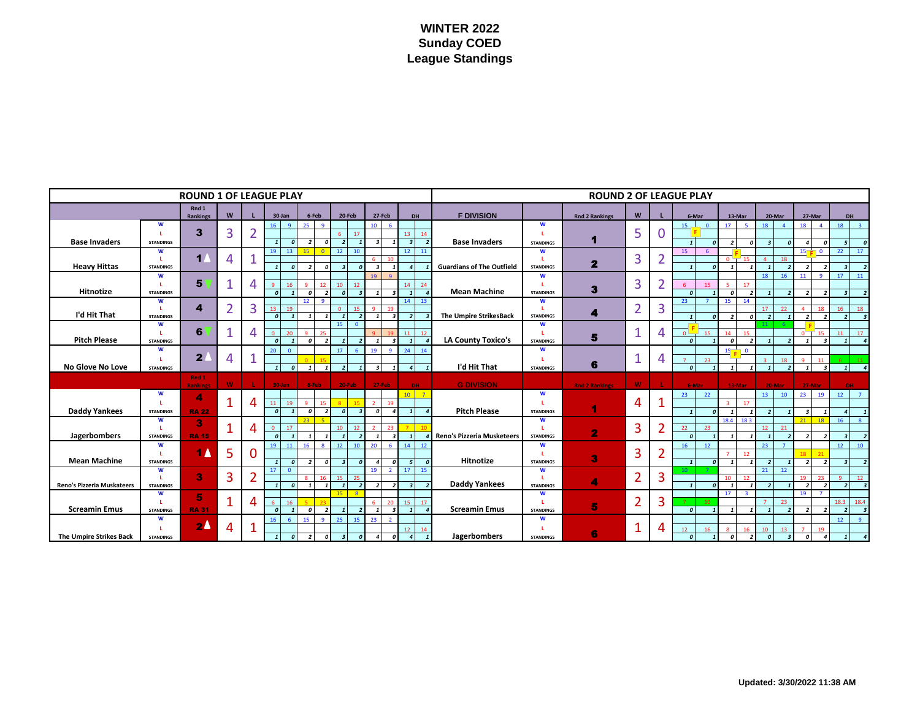# WINTER 2022
# Sunday COED
# League Standings

## ROUND 1 OF LEAGUE PLAY

| Team | Rnd 1 Rankings | W | L | 30-Jan | | 6-Feb | | 20-Feb | | 27-Feb | | DH | |
|---|---|---|---|---|---|---|---|---|---|---|---|---|---|
| | | | | Score | Standings | Score | Standings | Score | Standings | Score | Standings | Score | Standings |
| Base Invaders | 3 | 3 | 2 | W 16 9 | 1 0 | W 25 9 | 2 0 | L 6 17 | 2 1 | W 10 6 | 3 1 | L 13 14 | 3 2 |
| Heavy Hittas | 1▲ | 4 | 1 | W 19 13 | 1 0 | W 15 0 | 2 0 | W 12 10 | 3 0 | L 6 10 | 3 1 | W 12 11 | 4 1 |
| Hitnotize | 5▼ | 1 | 4 | L 9 16 | 0 1 | L 9 12 | 0 2 | L 10 12 | 0 3 | W 19 9 | 1 3 | L 14 24 | 1 4 |
| I'd Hit That | 4 | 2 | 3 | L 13 19 | 0 1 | W 12 9 | 1 1 | L 0 15 | 1 2 | L 9 19 | 1 3 | W 14 13 | 2 3 |
| Pitch Please | 6▼ | 1 | 4 | L 0 20 | 0 1 | L 9 25 | 0 2 | W 15 0 | 1 2 | L 9 19 | 1 3 | L 11 12 | 1 4 |
| No Glove No Love | 2▲ | 4 | 1 | W 20 0 | 1 0 | L 0 15 | 1 1 | W 17 6 | 2 1 | W 19 9 | 3 1 | W 24 14 | 4 1 |
| Daddy Yankees | 4 (RA 22) | 1 | 4 | L 11 19 | 0 1 | L 9 15 | 0 2 | L 8 15 | 0 3 | L 2 19 | 0 4 | W 10 7 | 1 4 |
| Jagerbombers | 3 (RA 15) | 1 | 4 | L 0 17 | 0 1 | W 23 5 | 1 1 | L 10 12 | 1 2 | L 2 23 | 1 3 | L 7 10 | 1 4 |
| Mean Machine | 1▲ | 5 | 0 | W 19 11 | 1 0 | W 16 8 | 2 0 | W 12 10 | 3 0 | W 20 6 | 4 0 | W 14 12 | 5 0 |
| Reno's Pizzeria Muskateers | 3 | 3 | 2 | W 17 0 | 1 0 | L 8 16 | 1 1 | L 15 25 | 1 2 | W 19 2 | 2 2 | W 17 15 | 3 2 |
| Screamin Emus | 5 (RA 31) | 1 | 4 | L 6 16 | 0 1 | L 5 23 | 0 2 | W 15 8 | 1 2 | L 6 20 | 1 3 | L 15 17 | 1 4 |
| The Umpire Strikes Back | 2▲ | 4 | 1 | W 16 6 | 1 0 | W 15 9 | 2 0 | W 25 15 | 3 0 | W 23 2 | 4 0 | L 12 14 | 4 1 |

## ROUND 2 OF LEAGUE PLAY

| Team | Rnd 2 Rankings | W | L | 6-Mar | | 13-Mar | | 20-Mar | | 27-Mar | | DH | |
|---|---|---|---|---|---|---|---|---|---|---|---|---|---|
| | | | | Score | Standings | Score | Standings | Score | Standings | Score | Standings | Score | Standings |
| **F DIVISION** | | | | | | | | | | | | | |
| Base Invaders | 1 | 5 | 0 | W 15 0 (F) | 1 0 | W 17 5 | 2 0 | W 18 4 | 3 0 | W 18 4 | 4 0 | W 18 3 | 5 0 |
| Guardians of The Outfield | 2 | 3 | 2 | W 15 6 | 1 0 | L 0 15 (F) | 1 1 | L 4 18 | 1 2 | W 15 0 (F) | 2 2 | W 22 17 | 3 2 |
| Mean Machine | 3 | 3 | 2 | L 6 15 | 0 1 | L 5 17 | 0 2 | W 18 16 | 1 2 | W 11 9 | 2 2 | W 17 11 | 3 2 |
| The Umpire StrikesBack | 4 | 2 | 3 | W 23 7 | 1 0 | W 15 14 | 2 0 | L 17 22 | 2 1 | L 4 18 | 2 2 | L 16 18 | 2 3 |
| LA County Toxico's | 5 | 1 | 4 | L 0 15 (F) | 0 1 | L 14 15 | 0 2 | W 11 6 | 1 2 | L 0 15 (F) | 1 3 | L 11 17 | 1 4 |
| I'd Hit That | 6 | 1 | 4 | L 7 23 | 0 1 | W 15 0 (F) | 1 1 | L 3 18 | 1 2 | L 9 11 | 1 3 | L 6 11 | 1 4 |
| **G DIVISION** | | | | | | | | | | | | | |
| Pitch Please | 1 | 4 | 1 | W 23 22 | 1 0 | L 3 17 | 1 1 | W 13 10 | 2 1 | W 23 19 | 3 1 | W 12 7 | 4 1 |
| Reno's Pizzeria Musketeers | 2 | 3 | 2 | L 22 23 | 0 1 | W 18.4 18.3 | 1 1 | L 12 21 | 1 2 | W 21 18 | 2 2 | W 16 8 | 3 2 |
| Hitnotize | 3 | 3 | 2 | W 16 12 | 1 0 | L 7 12 | 1 1 | W 23 7 | 2 1 | L 18 21 | 2 2 | W 12 10 | 3 2 |
| Daddy Yankees | 4 | 2 | 3 | W 10 7 | 1 0 | L 10 12 | 1 1 | W 21 12 | 2 1 | L 19 23 | 2 2 | L 9 12 | 2 3 |
| Screamin Emus | 5 | 2 | 3 | L 7 10 | 0 1 | W 17 3 | 1 1 | L 7 23 | 1 2 | W 19 7 | 2 2 | L 18.3 18.4 | 2 3 |
| Jagerbombers | 6 | 1 | 4 | L 12 16 | 0 1 | L 8 16 | 0 2 | L 10 13 | 0 3 | L 7 19 | 0 4 | W 12 9 | 1 4 |

Updated: 3/30/2022 11:38 AM